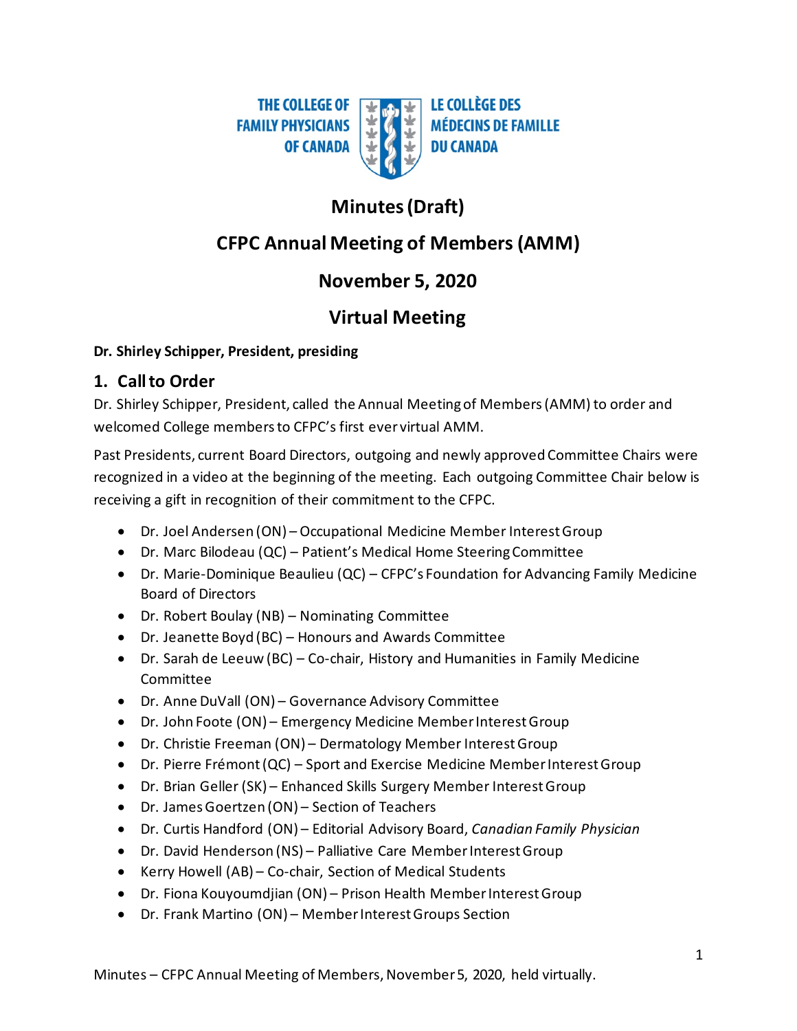THE COLLEGE OF FAMILY PHYSICIANS OF CANADA — LE COLLÈGE DES MÉDECINS DE FAMILLE DU CANADA

# Minutes (Draft)

# CFPC Annual Meeting of Members (AMM)

# November 5, 2020

# Virtual Meeting

**Dr. Shirley Schipper, President, presiding**

## 1. Call to Order

Dr. Shirley Schipper, President, called the Annual Meeting of Members (AMM) to order and welcomed College members to CFPC's first ever virtual AMM.

Past Presidents, current Board Directors, outgoing and newly approved Committee Chairs were recognized in a video at the beginning of the meeting. Each outgoing Committee Chair below is receiving a gift in recognition of their commitment to the CFPC.

- Dr. Joel Andersen (ON) – Occupational Medicine Member Interest Group
- Dr. Marc Bilodeau (QC) – Patient's Medical Home Steering Committee
- Dr. Marie-Dominique Beaulieu (QC) – CFPC's Foundation for Advancing Family Medicine Board of Directors
- Dr. Robert Boulay (NB) – Nominating Committee
- Dr. Jeanette Boyd (BC) – Honours and Awards Committee
- Dr. Sarah de Leeuw (BC) – Co-chair, History and Humanities in Family Medicine Committee
- Dr. Anne DuVall (ON) – Governance Advisory Committee
- Dr. John Foote (ON) – Emergency Medicine Member Interest Group
- Dr. Christie Freeman (ON) – Dermatology Member Interest Group
- Dr. Pierre Frémont (QC) – Sport and Exercise Medicine Member Interest Group
- Dr. Brian Geller (SK) – Enhanced Skills Surgery Member Interest Group
- Dr. James Goertzen (ON) – Section of Teachers
- Dr. Curtis Handford (ON) – Editorial Advisory Board, *Canadian Family Physician*
- Dr. David Henderson (NS) – Palliative Care Member Interest Group
- Kerry Howell (AB) – Co-chair, Section of Medical Students
- Dr. Fiona Kouyoumdjian (ON) – Prison Health Member Interest Group
- Dr. Frank Martino (ON) – Member Interest Groups Section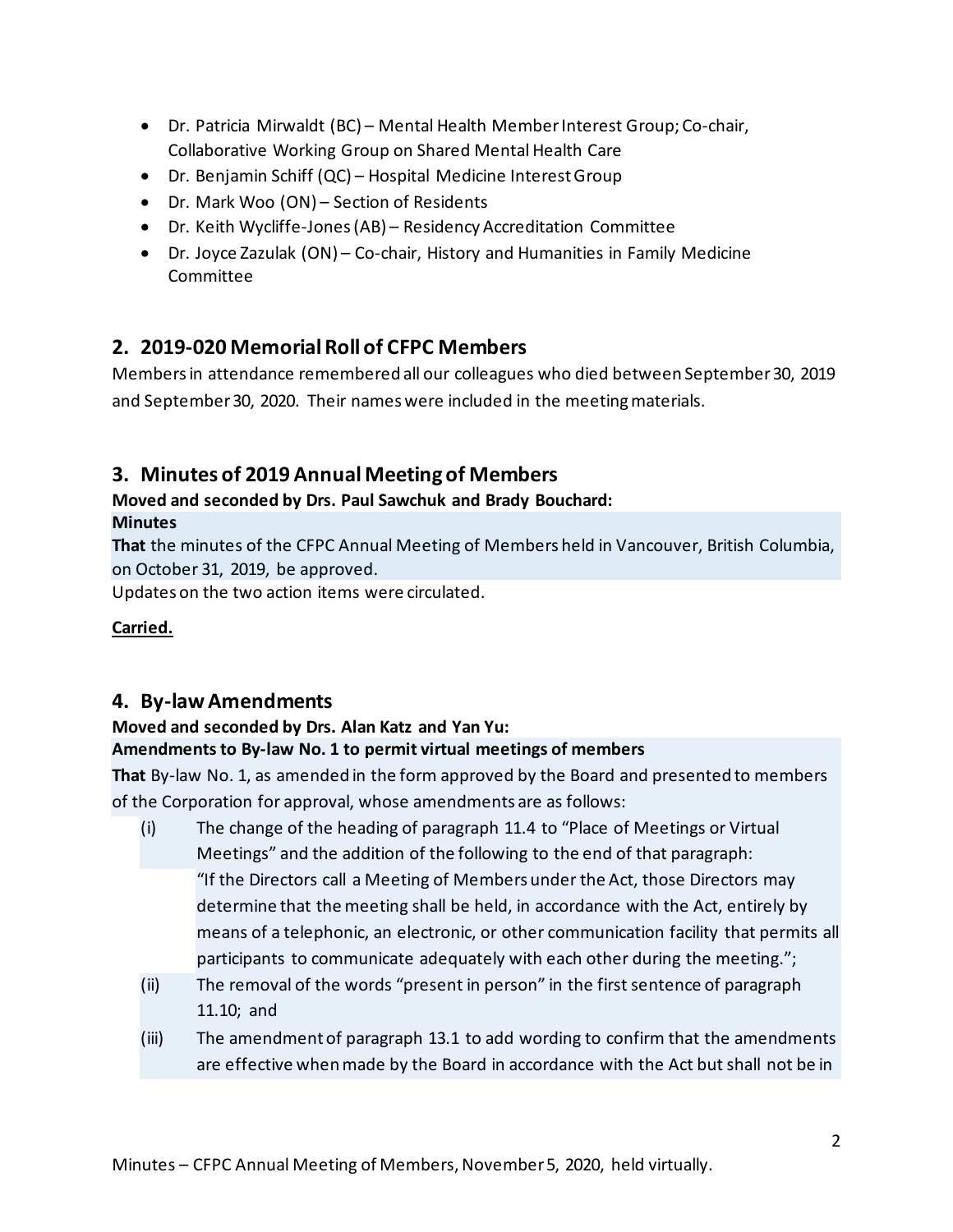- Dr. Patricia Mirwaldt (BC) – Mental Health Member Interest Group; Co-chair, Collaborative Working Group on Shared Mental Health Care
- Dr. Benjamin Schiff (QC) – Hospital Medicine Interest Group
- Dr. Mark Woo (ON) – Section of Residents
- Dr. Keith Wycliffe-Jones (AB) – Residency Accreditation Committee
- Dr. Joyce Zazulak (ON) – Co-chair, History and Humanities in Family Medicine Committee

## 2. 2019-020 Memorial Roll of CFPC Members

Members in attendance remembered all our colleagues who died between September 30, 2019 and September 30, 2020. Their names were included in the meeting materials.

## 3. Minutes of 2019 Annual Meeting of Members

**Moved and seconded by Drs. Paul Sawchuk and Brady Bouchard:**

**Minutes**

**That** the minutes of the CFPC Annual Meeting of Members held in Vancouver, British Columbia, on October 31, 2019, be approved.

Updates on the two action items were circulated.

**Carried.**

## 4. By-law Amendments

**Moved and seconded by Drs. Alan Katz and Yan Yu:**

**Amendments to By-law No. 1 to permit virtual meetings of members**

**That** By-law No. 1, as amended in the form approved by the Board and presented to members of the Corporation for approval, whose amendments are as follows:

(i) The change of the heading of paragraph 11.4 to "Place of Meetings or Virtual Meetings" and the addition of the following to the end of that paragraph:
"If the Directors call a Meeting of Members under the Act, those Directors may determine that the meeting shall be held, in accordance with the Act, entirely by means of a telephonic, an electronic, or other communication facility that permits all participants to communicate adequately with each other during the meeting.";

(ii) The removal of the words "present in person" in the first sentence of paragraph 11.10; and

(iii) The amendment of paragraph 13.1 to add wording to confirm that the amendments are effective when made by the Board in accordance with the Act but shall not be in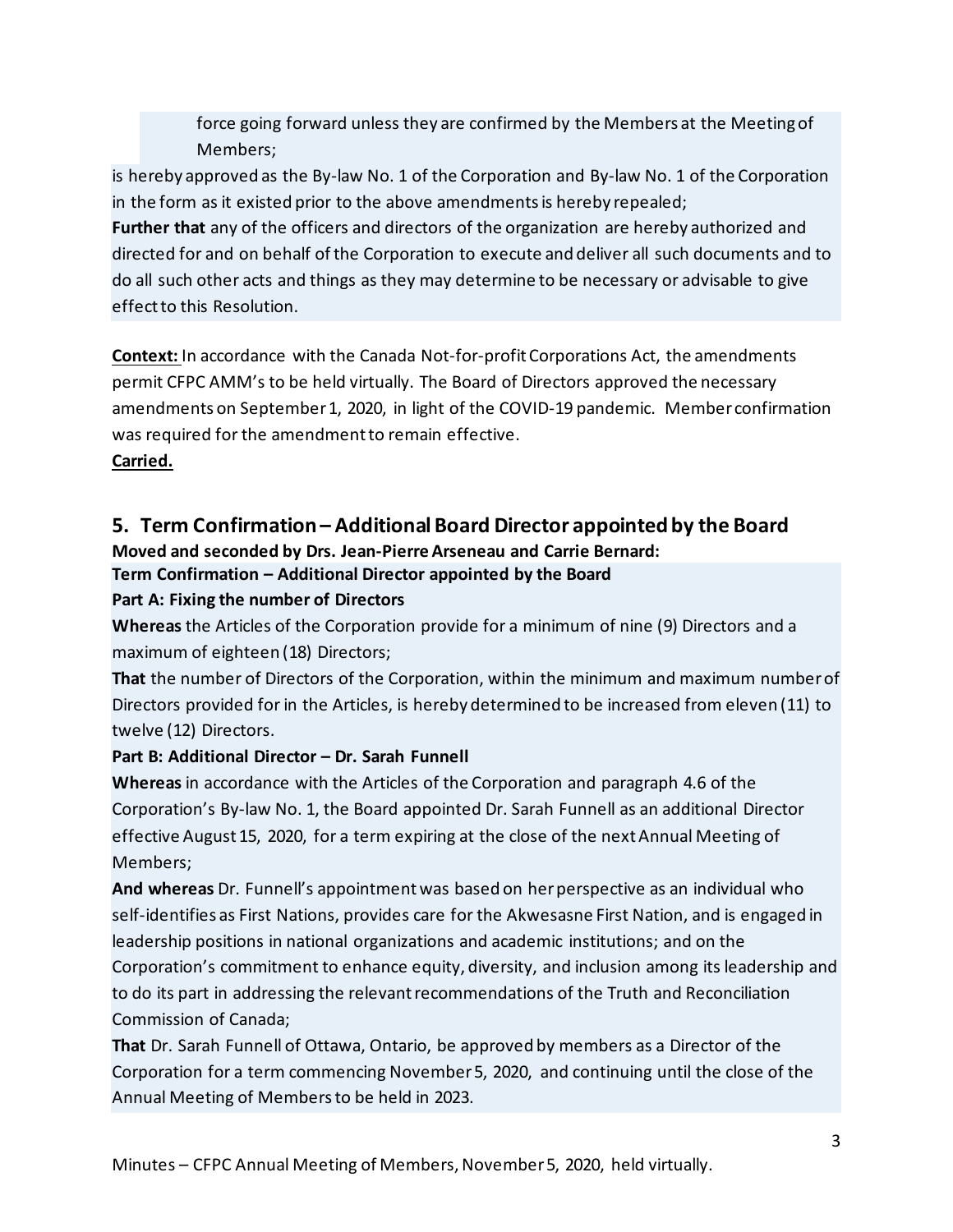force going forward unless they are confirmed by the Members at the Meeting of Members;

is hereby approved as the By-law No. 1 of the Corporation and By-law No. 1 of the Corporation in the form as it existed prior to the above amendments is hereby repealed;

**Further that** any of the officers and directors of the organization are hereby authorized and directed for and on behalf of the Corporation to execute and deliver all such documents and to do all such other acts and things as they may determine to be necessary or advisable to give effect to this Resolution.

**Context:** In accordance with the Canada Not-for-profit Corporations Act, the amendments permit CFPC AMM's to be held virtually. The Board of Directors approved the necessary amendments on September 1, 2020, in light of the COVID-19 pandemic. Member confirmation was required for the amendment to remain effective.

**Carried.**

## 5. Term Confirmation – Additional Board Director appointed by the Board

**Moved and seconded by Drs. Jean-Pierre Arseneau and Carrie Bernard:**

**Term Confirmation – Additional Director appointed by the Board**

**Part A: Fixing the number of Directors**

**Whereas** the Articles of the Corporation provide for a minimum of nine (9) Directors and a maximum of eighteen (18) Directors;

**That** the number of Directors of the Corporation, within the minimum and maximum number of Directors provided for in the Articles, is hereby determined to be increased from eleven (11) to twelve (12) Directors.

**Part B: Additional Director – Dr. Sarah Funnell**

**Whereas** in accordance with the Articles of the Corporation and paragraph 4.6 of the Corporation's By-law No. 1, the Board appointed Dr. Sarah Funnell as an additional Director effective August 15, 2020, for a term expiring at the close of the next Annual Meeting of Members;

**And whereas** Dr. Funnell's appointment was based on her perspective as an individual who self-identifies as First Nations, provides care for the Akwesasne First Nation, and is engaged in leadership positions in national organizations and academic institutions; and on the Corporation's commitment to enhance equity, diversity, and inclusion among its leadership and to do its part in addressing the relevant recommendations of the Truth and Reconciliation Commission of Canada;

**That** Dr. Sarah Funnell of Ottawa, Ontario, be approved by members as a Director of the Corporation for a term commencing November 5, 2020, and continuing until the close of the Annual Meeting of Members to be held in 2023.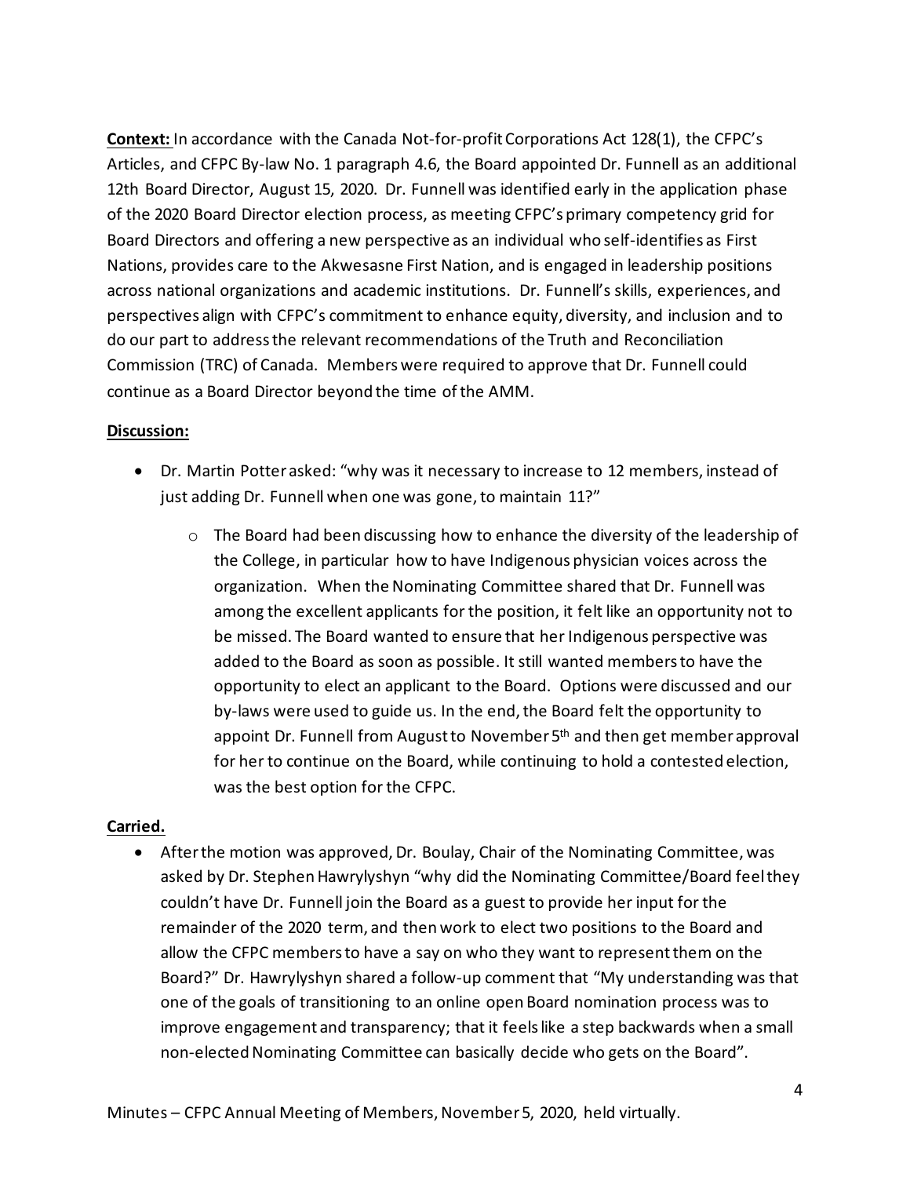**Context:** In accordance with the Canada Not-for-profit Corporations Act 128(1), the CFPC's Articles, and CFPC By-law No. 1 paragraph 4.6, the Board appointed Dr. Funnell as an additional 12th Board Director, August 15, 2020. Dr. Funnell was identified early in the application phase of the 2020 Board Director election process, as meeting CFPC's primary competency grid for Board Directors and offering a new perspective as an individual who self-identifies as First Nations, provides care to the Akwesasne First Nation, and is engaged in leadership positions across national organizations and academic institutions. Dr. Funnell's skills, experiences, and perspectives align with CFPC's commitment to enhance equity, diversity, and inclusion and to do our part to address the relevant recommendations of the Truth and Reconciliation Commission (TRC) of Canada. Members were required to approve that Dr. Funnell could continue as a Board Director beyond the time of the AMM.

**Discussion:**

- Dr. Martin Potter asked: "why was it necessary to increase to 12 members, instead of just adding Dr. Funnell when one was gone, to maintain 11?"
  - The Board had been discussing how to enhance the diversity of the leadership of the College, in particular how to have Indigenous physician voices across the organization. When the Nominating Committee shared that Dr. Funnell was among the excellent applicants for the position, it felt like an opportunity not to be missed. The Board wanted to ensure that her Indigenous perspective was added to the Board as soon as possible. It still wanted members to have the opportunity to elect an applicant to the Board. Options were discussed and our by-laws were used to guide us. In the end, the Board felt the opportunity to appoint Dr. Funnell from August to November 5th and then get member approval for her to continue on the Board, while continuing to hold a contested election, was the best option for the CFPC.

**Carried.**

- After the motion was approved, Dr. Boulay, Chair of the Nominating Committee, was asked by Dr. Stephen Hawrylyshyn "why did the Nominating Committee/Board feel they couldn't have Dr. Funnell join the Board as a guest to provide her input for the remainder of the 2020 term, and then work to elect two positions to the Board and allow the CFPC members to have a say on who they want to represent them on the Board?" Dr. Hawrylyshyn shared a follow-up comment that "My understanding was that one of the goals of transitioning to an online open Board nomination process was to improve engagement and transparency; that it feels like a step backwards when a small non-elected Nominating Committee can basically decide who gets on the Board".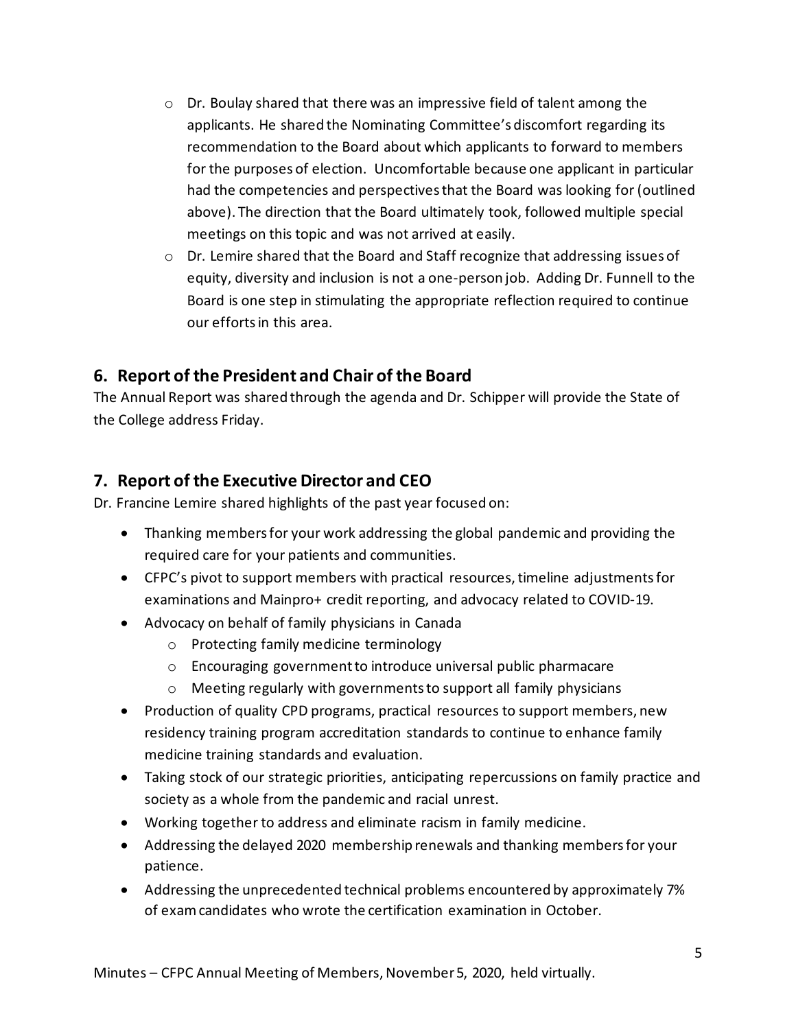- Dr. Boulay shared that there was an impressive field of talent among the applicants. He shared the Nominating Committee's discomfort regarding its recommendation to the Board about which applicants to forward to members for the purposes of election. Uncomfortable because one applicant in particular had the competencies and perspectives that the Board was looking for (outlined above). The direction that the Board ultimately took, followed multiple special meetings on this topic and was not arrived at easily.
  - Dr. Lemire shared that the Board and Staff recognize that addressing issues of equity, diversity and inclusion is not a one-person job. Adding Dr. Funnell to the Board is one step in stimulating the appropriate reflection required to continue our efforts in this area.

## 6. Report of the President and Chair of the Board

The Annual Report was shared through the agenda and Dr. Schipper will provide the State of the College address Friday.

## 7. Report of the Executive Director and CEO

Dr. Francine Lemire shared highlights of the past year focused on:

- Thanking members for your work addressing the global pandemic and providing the required care for your patients and communities.
- CFPC's pivot to support members with practical resources, timeline adjustments for examinations and Mainpro+ credit reporting, and advocacy related to COVID-19.
- Advocacy on behalf of family physicians in Canada
  - Protecting family medicine terminology
  - Encouraging government to introduce universal public pharmacare
  - Meeting regularly with governments to support all family physicians
- Production of quality CPD programs, practical resources to support members, new residency training program accreditation standards to continue to enhance family medicine training standards and evaluation.
- Taking stock of our strategic priorities, anticipating repercussions on family practice and society as a whole from the pandemic and racial unrest.
- Working together to address and eliminate racism in family medicine.
- Addressing the delayed 2020 membership renewals and thanking members for your patience.
- Addressing the unprecedented technical problems encountered by approximately 7% of exam candidates who wrote the certification examination in October.

Minutes – CFPC Annual Meeting of Members, November 5, 2020, held virtually.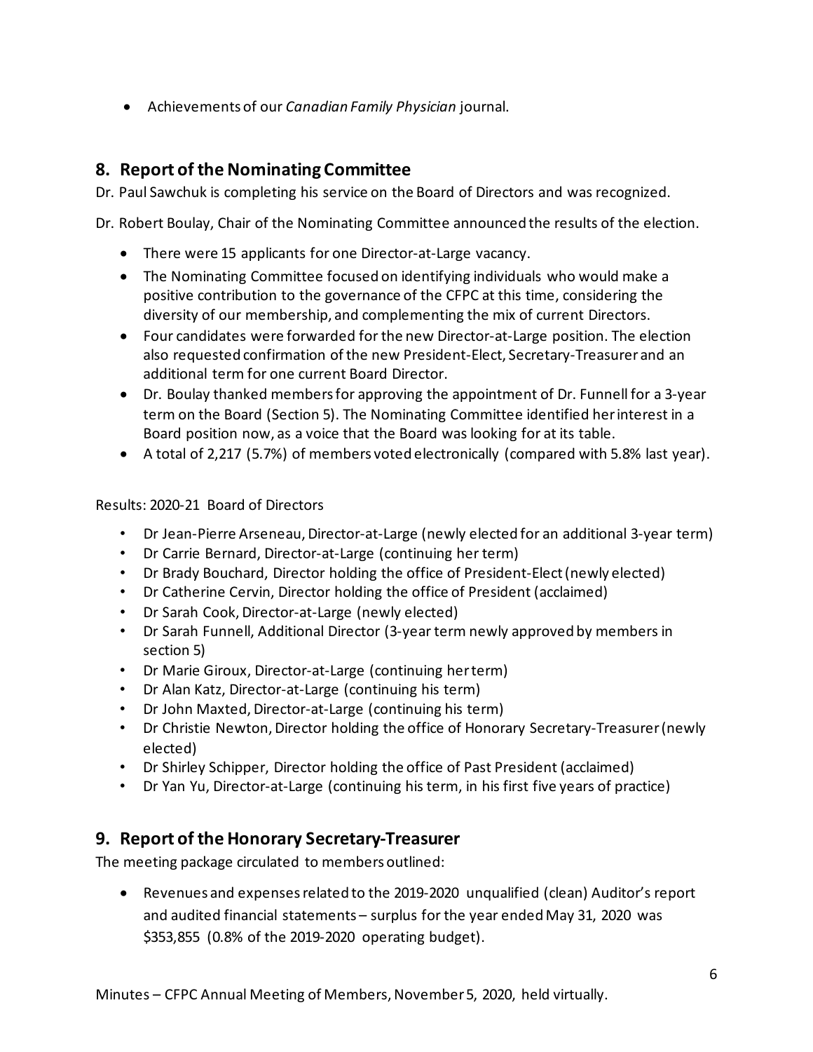- Achievements of our *Canadian Family Physician* journal.

## 8. Report of the Nominating Committee

Dr. Paul Sawchuk is completing his service on the Board of Directors and was recognized.

Dr. Robert Boulay, Chair of the Nominating Committee announced the results of the election.

- There were 15 applicants for one Director-at-Large vacancy.
- The Nominating Committee focused on identifying individuals who would make a positive contribution to the governance of the CFPC at this time, considering the diversity of our membership, and complementing the mix of current Directors.
- Four candidates were forwarded for the new Director-at-Large position. The election also requested confirmation of the new President-Elect, Secretary-Treasurer and an additional term for one current Board Director.
- Dr. Boulay thanked members for approving the appointment of Dr. Funnell for a 3-year term on the Board (Section 5). The Nominating Committee identified her interest in a Board position now, as a voice that the Board was looking for at its table.
- A total of 2,217 (5.7%) of members voted electronically (compared with 5.8% last year).

Results: 2020-21 Board of Directors

- Dr Jean-Pierre Arseneau, Director-at-Large (newly elected for an additional 3-year term)
- Dr Carrie Bernard, Director-at-Large (continuing her term)
- Dr Brady Bouchard, Director holding the office of President-Elect (newly elected)
- Dr Catherine Cervin, Director holding the office of President (acclaimed)
- Dr Sarah Cook, Director-at-Large (newly elected)
- Dr Sarah Funnell, Additional Director (3-year term newly approved by members in section 5)
- Dr Marie Giroux, Director-at-Large (continuing her term)
- Dr Alan Katz, Director-at-Large (continuing his term)
- Dr John Maxted, Director-at-Large (continuing his term)
- Dr Christie Newton, Director holding the office of Honorary Secretary-Treasurer (newly elected)
- Dr Shirley Schipper, Director holding the office of Past President (acclaimed)
- Dr Yan Yu, Director-at-Large (continuing his term, in his first five years of practice)

## 9. Report of the Honorary Secretary-Treasurer

The meeting package circulated to members outlined:

- Revenues and expenses related to the 2019-2020 unqualified (clean) Auditor's report and audited financial statements – surplus for the year ended May 31, 2020 was $353,855 (0.8% of the 2019-2020 operating budget).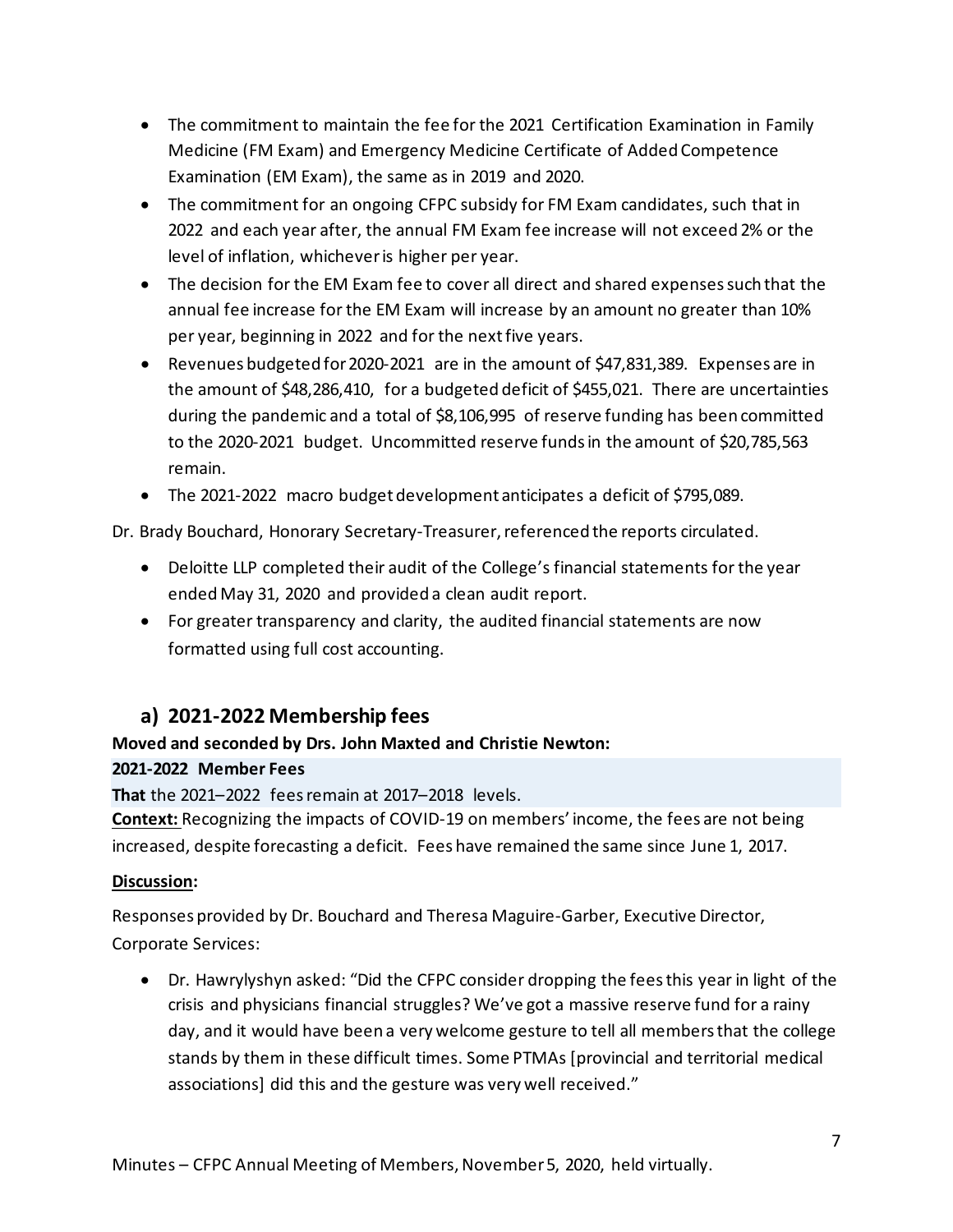- The commitment to maintain the fee for the 2021 Certification Examination in Family Medicine (FM Exam) and Emergency Medicine Certificate of Added Competence Examination (EM Exam), the same as in 2019 and 2020.
- The commitment for an ongoing CFPC subsidy for FM Exam candidates, such that in 2022 and each year after, the annual FM Exam fee increase will not exceed 2% or the level of inflation, whichever is higher per year.
- The decision for the EM Exam fee to cover all direct and shared expenses such that the annual fee increase for the EM Exam will increase by an amount no greater than 10% per year, beginning in 2022 and for the next five years.
- Revenues budgeted for 2020-2021 are in the amount of $47,831,389. Expenses are in the amount of $48,286,410, for a budgeted deficit of $455,021. There are uncertainties during the pandemic and a total of $8,106,995 of reserve funding has been committed to the 2020-2021 budget. Uncommitted reserve funds in the amount of $20,785,563 remain.
- The 2021-2022 macro budget development anticipates a deficit of $795,089.

Dr. Brady Bouchard, Honorary Secretary-Treasurer, referenced the reports circulated.

- Deloitte LLP completed their audit of the College's financial statements for the year ended May 31, 2020 and provided a clean audit report.
- For greater transparency and clarity, the audited financial statements are now formatted using full cost accounting.

## a) 2021-2022 Membership fees

**Moved and seconded by Drs. John Maxted and Christie Newton:**

**2021-2022 Member Fees**

**That** the 2021–2022 fees remain at 2017–2018 levels.

**Context:** Recognizing the impacts of COVID-19 on members' income, the fees are not being increased, despite forecasting a deficit. Fees have remained the same since June 1, 2017.

**Discussion:**

Responses provided by Dr. Bouchard and Theresa Maguire-Garber, Executive Director, Corporate Services:

- Dr. Hawrylyshyn asked: "Did the CFPC consider dropping the fees this year in light of the crisis and physicians financial struggles? We've got a massive reserve fund for a rainy day, and it would have been a very welcome gesture to tell all members that the college stands by them in these difficult times. Some PTMAs [provincial and territorial medical associations] did this and the gesture was very well received."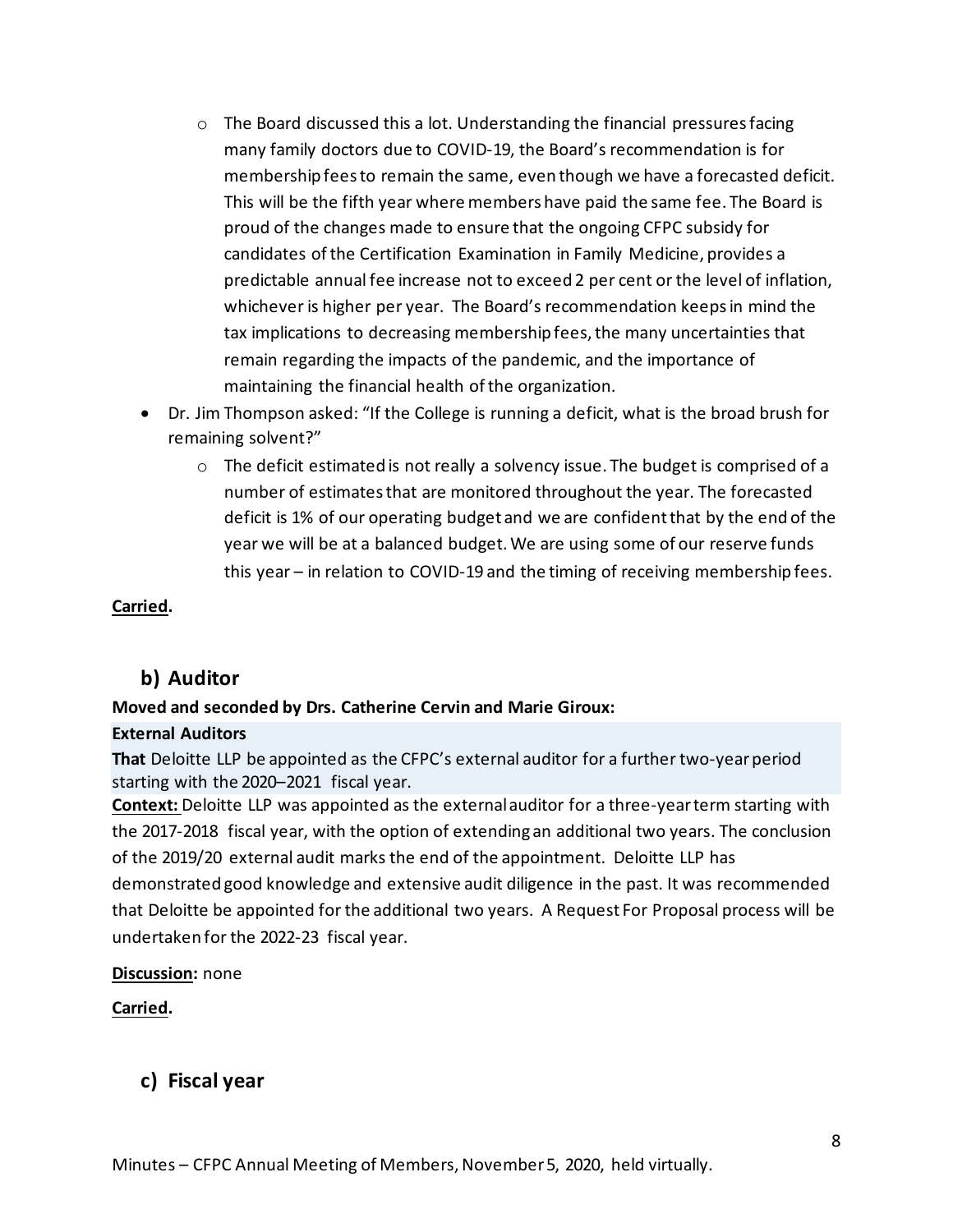- The Board discussed this a lot. Understanding the financial pressures facing many family doctors due to COVID-19, the Board's recommendation is for membership fees to remain the same, even though we have a forecasted deficit. This will be the fifth year where members have paid the same fee. The Board is proud of the changes made to ensure that the ongoing CFPC subsidy for candidates of the Certification Examination in Family Medicine, provides a predictable annual fee increase not to exceed 2 per cent or the level of inflation, whichever is higher per year. The Board's recommendation keeps in mind the tax implications to decreasing membership fees, the many uncertainties that remain regarding the impacts of the pandemic, and the importance of maintaining the financial health of the organization.
- Dr. Jim Thompson asked: "If the College is running a deficit, what is the broad brush for remaining solvent?"
    - The deficit estimated is not really a solvency issue. The budget is comprised of a number of estimates that are monitored throughout the year. The forecasted deficit is 1% of our operating budget and we are confident that by the end of the year we will be at a balanced budget. We are using some of our reserve funds this year – in relation to COVID-19 and the timing of receiving membership fees.

**Carried.**

## b) Auditor

**Moved and seconded by Drs. Catherine Cervin and Marie Giroux:**

**External Auditors**

**That** Deloitte LLP be appointed as the CFPC's external auditor for a further two-year period starting with the 2020–2021 fiscal year.

**Context:** Deloitte LLP was appointed as the external auditor for a three-year term starting with the 2017-2018 fiscal year, with the option of extending an additional two years. The conclusion of the 2019/20 external audit marks the end of the appointment. Deloitte LLP has demonstrated good knowledge and extensive audit diligence in the past. It was recommended that Deloitte be appointed for the additional two years. A Request For Proposal process will be undertaken for the 2022-23 fiscal year.

**Discussion:** none

**Carried.**

## c) Fiscal year

Minutes – CFPC Annual Meeting of Members, November 5, 2020, held virtually.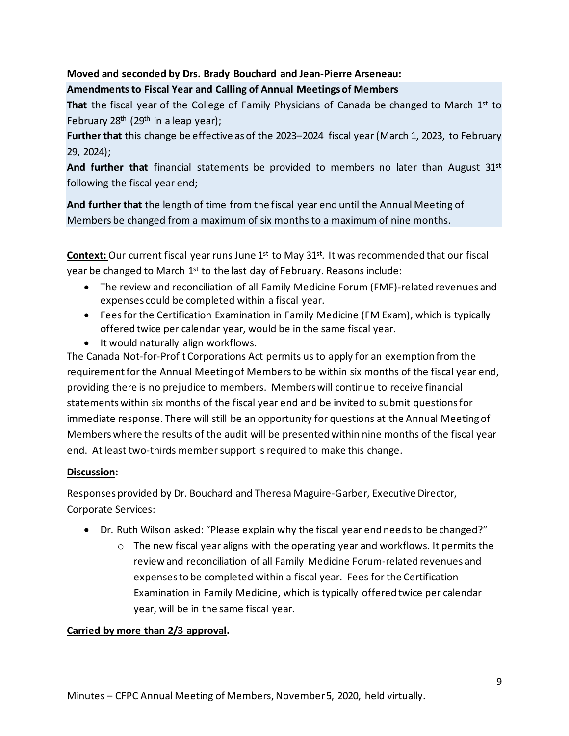**Moved and seconded by Drs. Brady Bouchard and Jean-Pierre Arseneau:**

**Amendments to Fiscal Year and Calling of Annual Meetings of Members**

**That** the fiscal year of the College of Family Physicians of Canada be changed to March 1st to February 28th (29th in a leap year);

**Further that** this change be effective as of the 2023–2024 fiscal year (March 1, 2023, to February 29, 2024);

**And further that** financial statements be provided to members no later than August 31st following the fiscal year end;

**And further that** the length of time from the fiscal year end until the Annual Meeting of Members be changed from a maximum of six months to a maximum of nine months.

**Context:** Our current fiscal year runs June 1st to May 31st. It was recommended that our fiscal year be changed to March 1st to the last day of February. Reasons include:

- The review and reconciliation of all Family Medicine Forum (FMF)-related revenues and expenses could be completed within a fiscal year.
- Fees for the Certification Examination in Family Medicine (FM Exam), which is typically offered twice per calendar year, would be in the same fiscal year.
- It would naturally align workflows.

The Canada Not-for-Profit Corporations Act permits us to apply for an exemption from the requirement for the Annual Meeting of Members to be within six months of the fiscal year end, providing there is no prejudice to members. Members will continue to receive financial statements within six months of the fiscal year end and be invited to submit questions for immediate response. There will still be an opportunity for questions at the Annual Meeting of Members where the results of the audit will be presented within nine months of the fiscal year end. At least two-thirds member support is required to make this change.

**Discussion:**

Responses provided by Dr. Bouchard and Theresa Maguire-Garber, Executive Director, Corporate Services:

- Dr. Ruth Wilson asked: "Please explain why the fiscal year end needs to be changed?"
  - The new fiscal year aligns with the operating year and workflows. It permits the review and reconciliation of all Family Medicine Forum-related revenues and expenses to be completed within a fiscal year. Fees for the Certification Examination in Family Medicine, which is typically offered twice per calendar year, will be in the same fiscal year.

**Carried by more than 2/3 approval.**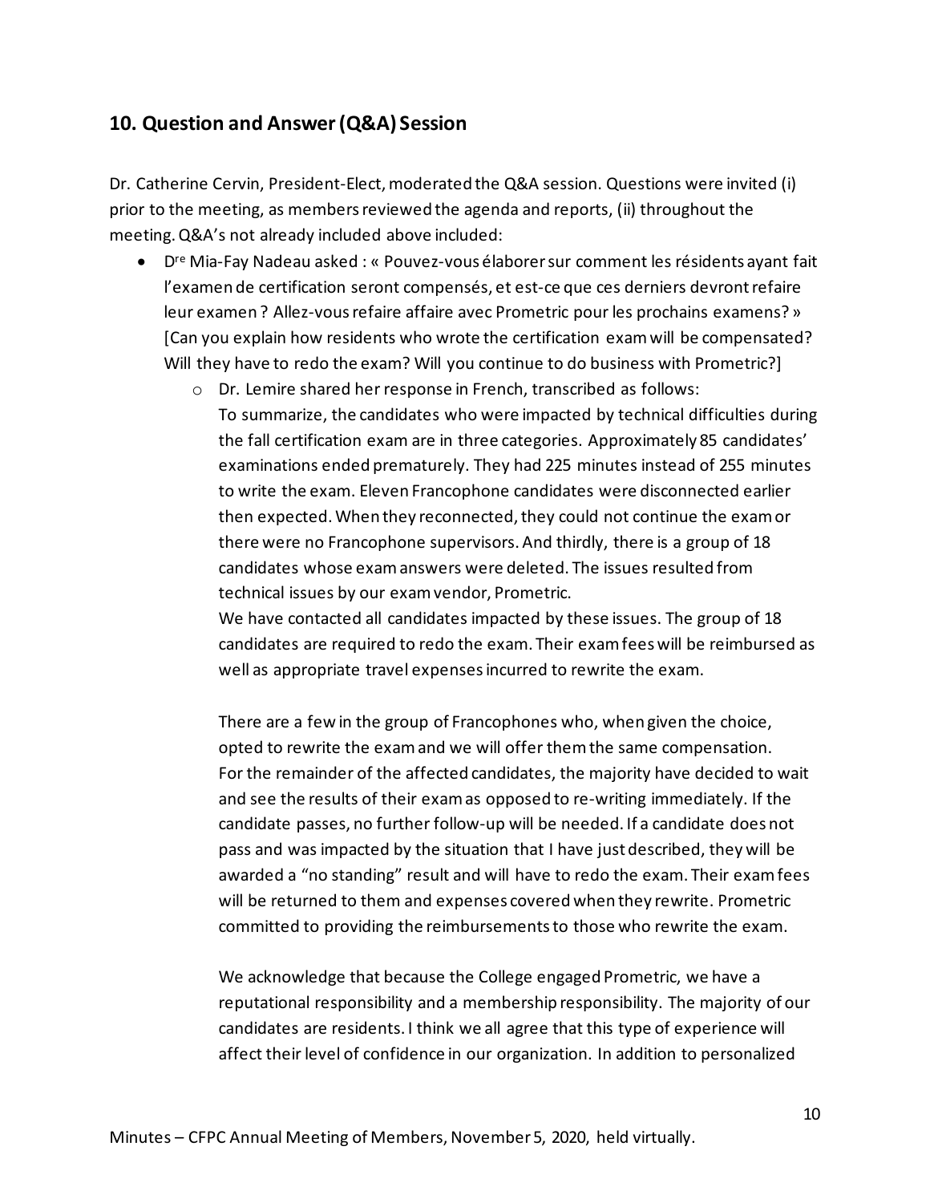## 10. Question and Answer (Q&A) Session

Dr. Catherine Cervin, President-Elect, moderated the Q&A session. Questions were invited (i) prior to the meeting, as members reviewed the agenda and reports, (ii) throughout the meeting. Q&A's not already included above included:

- Dre Mia-Fay Nadeau asked : « Pouvez-vous élaborer sur comment les résidents ayant fait l'examen de certification seront compensés, et est-ce que ces derniers devront refaire leur examen ? Allez-vous refaire affaire avec Prometric pour les prochains examens? » [Can you explain how residents who wrote the certification exam will be compensated? Will they have to redo the exam? Will you continue to do business with Prometric?]
  - Dr. Lemire shared her response in French, transcribed as follows:
    To summarize, the candidates who were impacted by technical difficulties during the fall certification exam are in three categories. Approximately 85 candidates' examinations ended prematurely. They had 225 minutes instead of 255 minutes to write the exam. Eleven Francophone candidates were disconnected earlier then expected. When they reconnected, they could not continue the exam or there were no Francophone supervisors. And thirdly, there is a group of 18 candidates whose exam answers were deleted. The issues resulted from technical issues by our exam vendor, Prometric.
    We have contacted all candidates impacted by these issues. The group of 18 candidates are required to redo the exam. Their exam fees will be reimbursed as well as appropriate travel expenses incurred to rewrite the exam.

    There are a few in the group of Francophones who, when given the choice, opted to rewrite the exam and we will offer them the same compensation. For the remainder of the affected candidates, the majority have decided to wait and see the results of their exam as opposed to re-writing immediately. If the candidate passes, no further follow-up will be needed. If a candidate does not pass and was impacted by the situation that I have just described, they will be awarded a "no standing" result and will have to redo the exam. Their exam fees will be returned to them and expenses covered when they rewrite. Prometric committed to providing the reimbursements to those who rewrite the exam.

    We acknowledge that because the College engaged Prometric, we have a reputational responsibility and a membership responsibility. The majority of our candidates are residents. I think we all agree that this type of experience will affect their level of confidence in our organization. In addition to personalized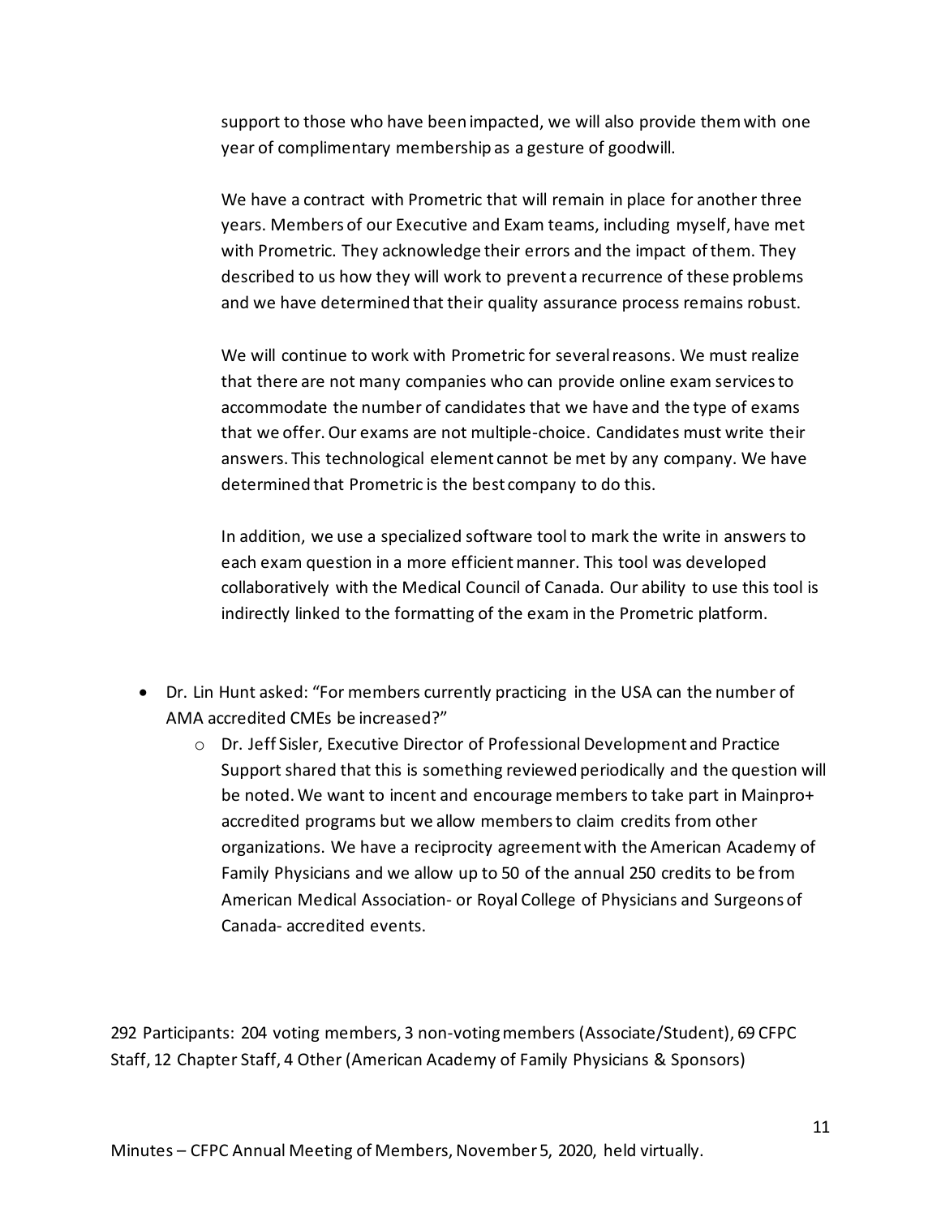support to those who have been impacted, we will also provide them with one year of complimentary membership as a gesture of goodwill.

We have a contract with Prometric that will remain in place for another three years. Members of our Executive and Exam teams, including myself, have met with Prometric. They acknowledge their errors and the impact of them. They described to us how they will work to prevent a recurrence of these problems and we have determined that their quality assurance process remains robust.

We will continue to work with Prometric for several reasons. We must realize that there are not many companies who can provide online exam services to accommodate the number of candidates that we have and the type of exams that we offer. Our exams are not multiple-choice. Candidates must write their answers. This technological element cannot be met by any company. We have determined that Prometric is the best company to do this.

In addition, we use a specialized software tool to mark the write in answers to each exam question in a more efficient manner. This tool was developed collaboratively with the Medical Council of Canada. Our ability to use this tool is indirectly linked to the formatting of the exam in the Prometric platform.

- Dr. Lin Hunt asked: "For members currently practicing in the USA can the number of AMA accredited CMEs be increased?"
  - Dr. Jeff Sisler, Executive Director of Professional Development and Practice Support shared that this is something reviewed periodically and the question will be noted. We want to incent and encourage members to take part in Mainpro+ accredited programs but we allow members to claim credits from other organizations. We have a reciprocity agreement with the American Academy of Family Physicians and we allow up to 50 of the annual 250 credits to be from American Medical Association- or Royal College of Physicians and Surgeons of Canada- accredited events.

292 Participants: 204 voting members, 3 non-voting members (Associate/Student), 69 CFPC Staff, 12 Chapter Staff, 4 Other (American Academy of Family Physicians & Sponsors)

Minutes – CFPC Annual Meeting of Members, November 5, 2020, held virtually.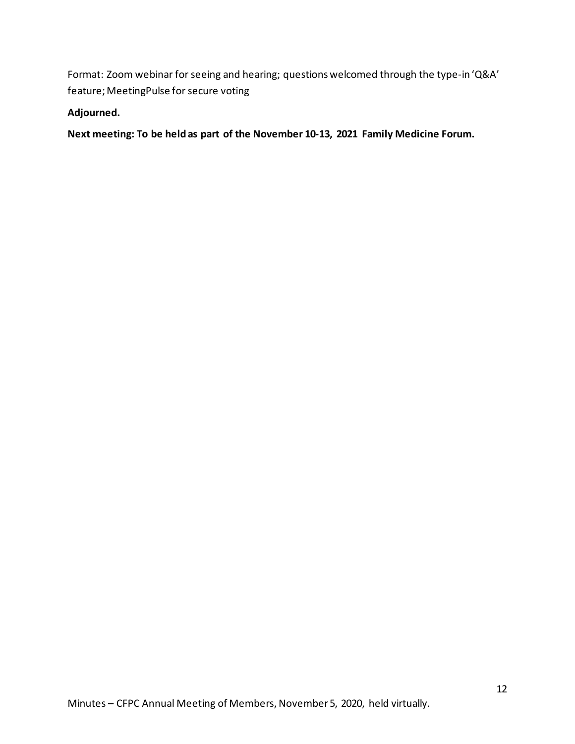Format: Zoom webinar for seeing and hearing; questions welcomed through the type-in 'Q&A' feature; MeetingPulse for secure voting

**Adjourned.**

**Next meeting: To be held as part of the November 10-13, 2021 Family Medicine Forum.**